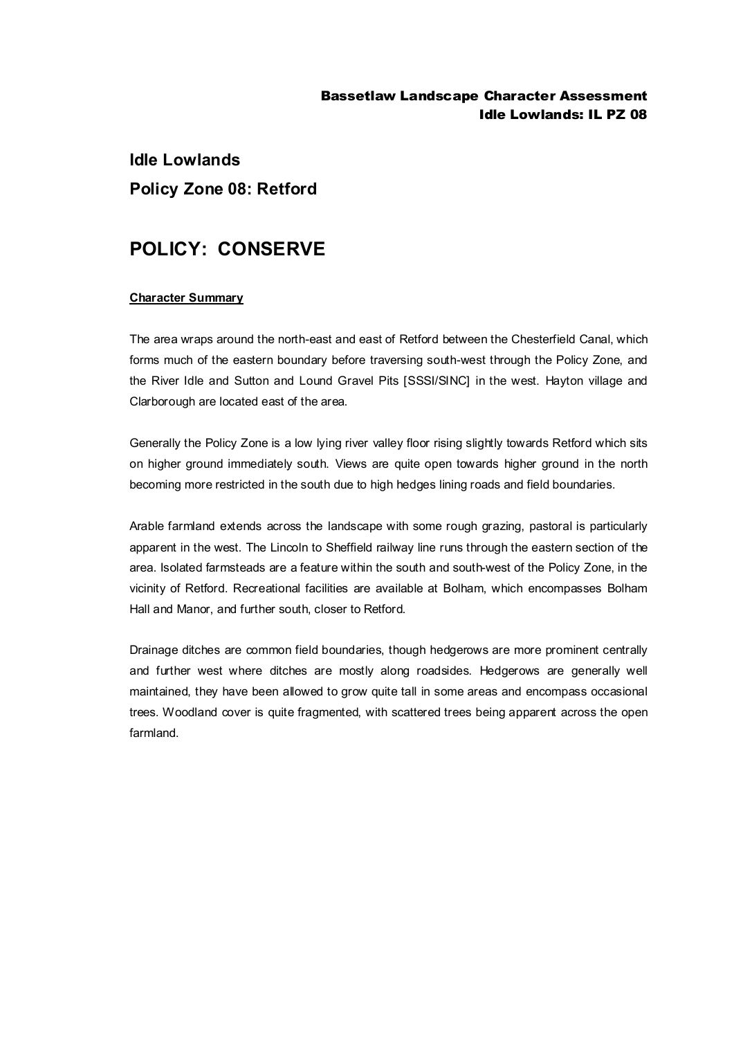# Idle Lowlands

## Policy Zone 08: Retford

# POLICY: CONSERVE

**Character Summary**

The area wraps around the north-east and east of Retford between the Chesterfield Canal, which forms much of the eastern boundary before traversing south-west through the Policy Zone, and the River Idle and Sutton and Lound Gravel Pits [SSSI/SINC] in the west. Hayton village and Clarborough are located east of the area.

Generally the Policy Zone is a low lying river valley floor rising slightly towards Retford which sits on higher ground immediately south. Views are quite open towards higher ground in the north becoming more restricted in the south due to high hedges lining roads and field boundaries.

Arable farmland extends across the landscape with some rough grazing, pastoral is particularly apparent in the west. The Lincoln to Sheffield railway line runs through the eastern section of the area. Isolated farmsteads are a feature within the south and south-west of the Policy Zone, in the vicinity of Retford. Recreational facilities are available at Bolham, which encompasses Bolham Hall and Manor, and further south, closer to Retford.

Drainage ditches are common field boundaries, though hedgerows are more prominent centrally and further west where ditches are mostly along roadsides. Hedgerows are generally well maintained, they have been allowed to grow quite tall in some areas and encompass occasional trees. Woodland cover is quite fragmented, with scattered trees being apparent across the open farmland.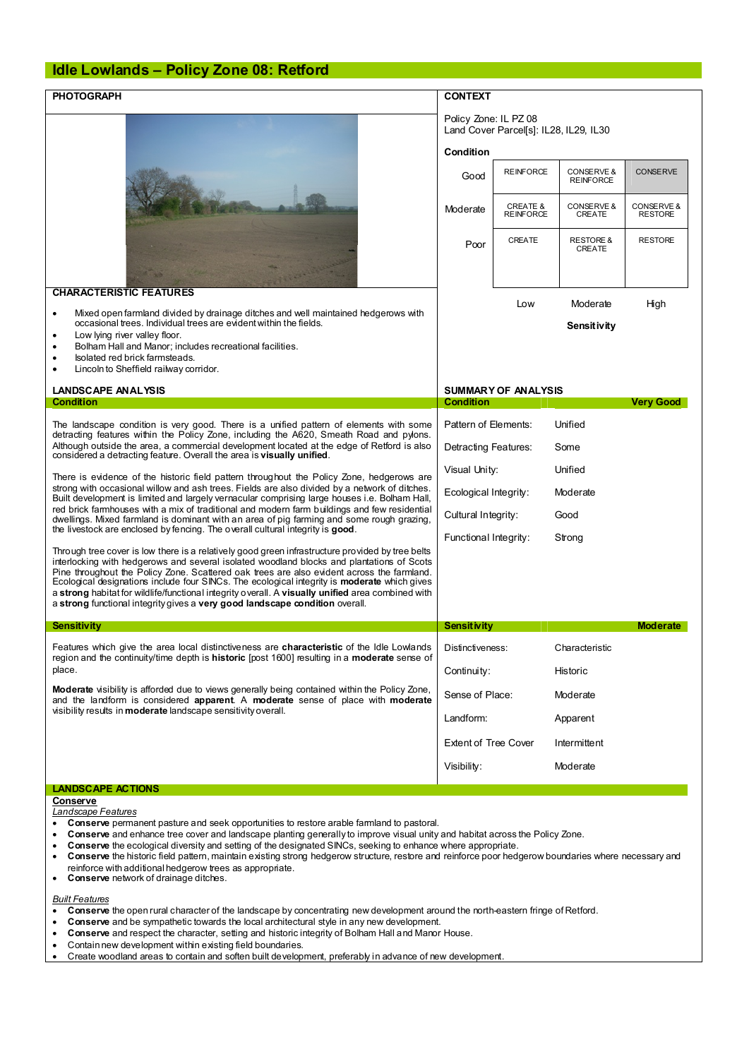# Idle Lowlands – Policy Zone 08: Retford

## PHOTOGRAPH

## CONTEXT

Policy Zone: IL PZ 08
Land Cover Parcel[s]: IL28, IL29, IL30

**Condition**

| | | | |
|---|---|---|---|
| Good | REINFORCE | CONSERVE & REINFORCE | CONSERVE |
| Moderate | CREATE & REINFORCE | CONSERVE & CREATE | CONSERVE & RESTORE |
| Poor | CREATE | RESTORE & CREATE | RESTORE |
| | Low | Moderate | High |

**Sensitivity**

## CHARACTERISTIC FEATURES

- Mixed open farmland divided by drainage ditches and well maintained hedgerows with occasional trees. Individual trees are evident within the fields.
- Low lying river valley floor.
- Bolham Hall and Manor; includes recreational facilities.
- Isolated red brick farmsteads.
- Lincoln to Sheffield railway corridor.

## LANDSCAPE ANALYSIS

### Condition

The landscape condition is very good. There is a unified pattern of elements with some detracting features within the Policy Zone, including the A620, Smeath Road and pylons. Although outside the area, a commercial development located at the edge of Retford is also considered a detracting feature. Overall the area is **visually unified**.

There is evidence of the historic field pattern throughout the Policy Zone, hedgerows are strong with occasional willow and ash trees. Fields are also divided by a network of ditches. Built development is limited and largely vernacular comprising large houses i.e. Bolham Hall, red brick farmhouses with a mix of traditional and modern farm buildings and few residential dwellings. Mixed farmland is dominant with an area of pig farming and some rough grazing, the livestock are enclosed by fencing. The overall cultural integrity is **good**.

Through tree cover is low there is a relatively good green infrastructure provided by tree belts interlocking with hedgerows and several isolated woodland blocks and plantations of Scots Pine throughout the Policy Zone. Scattered oak trees are also evident across the farmland. Ecological designations include four SINCs. The ecological integrity is **moderate** which gives a **strong** habitat for wildlife/functional integrity overall. A **visually unified** area combined with a **strong** functional integrity gives a **very good landscape condition** overall.

## SUMMARY OF ANALYSIS

**Condition — Very Good**

| | |
|---|---|
| Pattern of Elements: | Unified |
| Detracting Features: | Some |
| Visual Unity: | Unified |
| Ecological Integrity: | Moderate |
| Cultural Integrity: | Good |
| Functional Integrity: | Strong |

### Sensitivity

Features which give the area local distinctiveness are **characteristic** of the Idle Lowlands region and the continuity/time depth is **historic** [post 1600] resulting in a **moderate** sense of place.

**Moderate** visibility is afforded due to views generally being contained within the Policy Zone, and the landform is considered **apparent**. A **moderate** sense of place with **moderate** visibility results in **moderate** landscape sensitivity overall.

**Sensitivity — Moderate**

| | |
|---|---|
| Distinctiveness: | Characteristic |
| Continuity: | Historic |
| Sense of Place: | Moderate |
| Landform: | Apparent |
| Extent of Tree Cover | Intermittent |
| Visibility: | Moderate |

## LANDSCAPE ACTIONS

**Conserve**

*Landscape Features*

- **Conserve** permanent pasture and seek opportunities to restore arable farmland to pastoral.
- **Conserve** and enhance tree cover and landscape planting generally to improve visual unity and habitat across the Policy Zone.
- **Conserve** the ecological diversity and setting of the designated SINCs, seeking to enhance where appropriate.
- **Conserve** the historic field pattern, maintain existing strong hedgerow structure, restore and reinforce poor hedgerow boundaries where necessary and reinforce with additional hedgerow trees as appropriate.
- **Conserve** network of drainage ditches.

*Built Features*

- **Conserve** the open rural character of the landscape by concentrating new development around the north-eastern fringe of Retford.
- **Conserve** and be sympathetic towards the local architectural style in any new development.
- **Conserve** and respect the character, setting and historic integrity of Bolham Hall and Manor House.
- Contain new development within existing field boundaries.
- Create woodland areas to contain and soften built development, preferably in advance of new development.